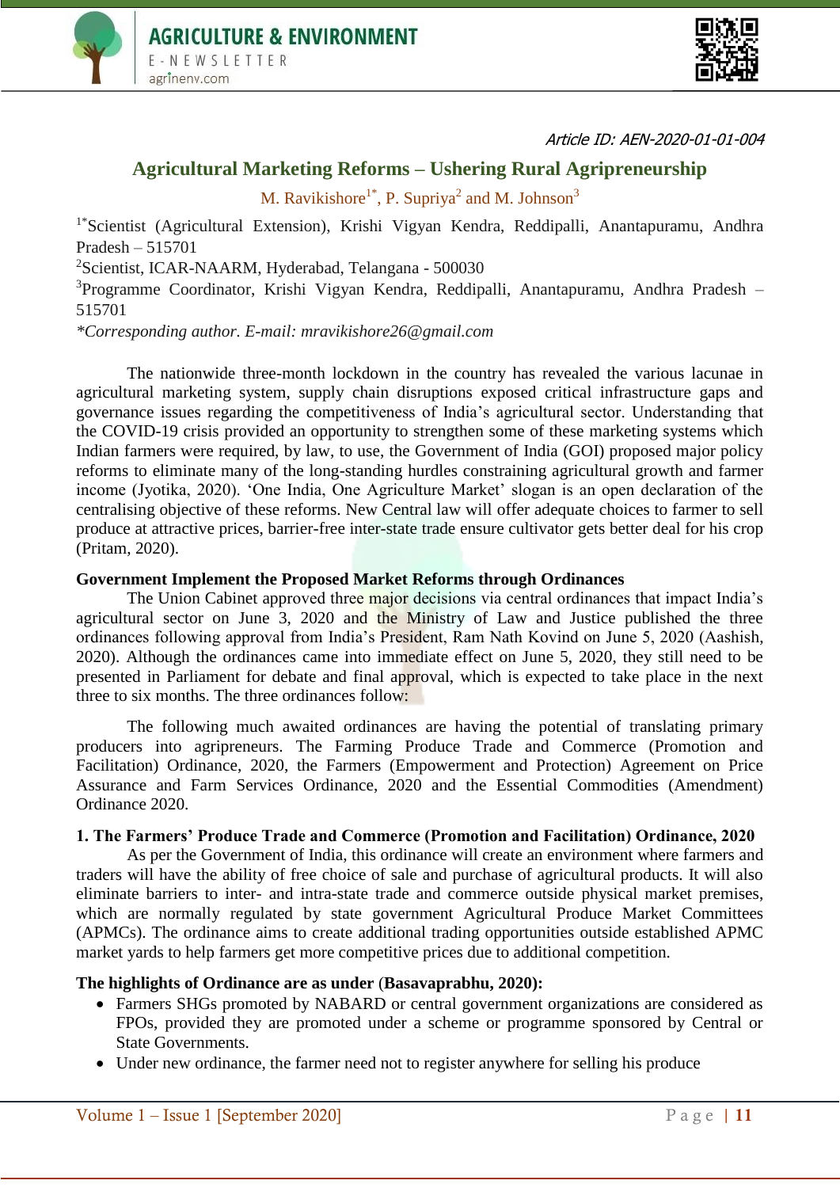Article ID: AEN-2020-01-01-004

# Agricultural Marketing Reforms – Ushering Rural Agripreneurship

M. Ravikishore[1*], P. Supriya[2] and M. Johnson[3]

[1*]Scientist (Agricultural Extension), Krishi Vigyan Kendra, Reddipalli, Anantapuramu, Andhra Pradesh – 515701

[2]Scientist, ICAR-NAARM, Hyderabad, Telangana - 500030

[3]Programme Coordinator, Krishi Vigyan Kendra, Reddipalli, Anantapuramu, Andhra Pradesh – 515701

*\*Corresponding author. E-mail: mravikishore26@gmail.com*

The nationwide three-month lockdown in the country has revealed the various lacunae in agricultural marketing system, supply chain disruptions exposed critical infrastructure gaps and governance issues regarding the competitiveness of India's agricultural sector. Understanding that the COVID-19 crisis provided an opportunity to strengthen some of these marketing systems which Indian farmers were required, by law, to use, the Government of India (GOI) proposed major policy reforms to eliminate many of the long-standing hurdles constraining agricultural growth and farmer income (Jyotika, 2020). 'One India, One Agriculture Market' slogan is an open declaration of the centralising objective of these reforms. New Central law will offer adequate choices to farmer to sell produce at attractive prices, barrier-free inter-state trade ensure cultivator gets better deal for his crop (Pritam, 2020).

**Government Implement the Proposed Market Reforms through Ordinances**

The Union Cabinet approved three major decisions via central ordinances that impact India's agricultural sector on June 3, 2020 and the Ministry of Law and Justice published the three ordinances following approval from India's President, Ram Nath Kovind on June 5, 2020 (Aashish, 2020). Although the ordinances came into immediate effect on June 5, 2020, they still need to be presented in Parliament for debate and final approval, which is expected to take place in the next three to six months. The three ordinances follow:

The following much awaited ordinances are having the potential of translating primary producers into agripreneurs. The Farming Produce Trade and Commerce (Promotion and Facilitation) Ordinance, 2020, the Farmers (Empowerment and Protection) Agreement on Price Assurance and Farm Services Ordinance, 2020 and the Essential Commodities (Amendment) Ordinance 2020.

**1. The Farmers' Produce Trade and Commerce (Promotion and Facilitation) Ordinance, 2020**

As per the Government of India, this ordinance will create an environment where farmers and traders will have the ability of free choice of sale and purchase of agricultural products. It will also eliminate barriers to inter- and intra-state trade and commerce outside physical market premises, which are normally regulated by state government Agricultural Produce Market Committees (APMCs). The ordinance aims to create additional trading opportunities outside established APMC market yards to help farmers get more competitive prices due to additional competition.

**The highlights of Ordinance are as under (Basavaprabhu, 2020):**

- Farmers SHGs promoted by NABARD or central government organizations are considered as FPOs, provided they are promoted under a scheme or programme sponsored by Central or State Governments.
- Under new ordinance, the farmer need not to register anywhere for selling his produce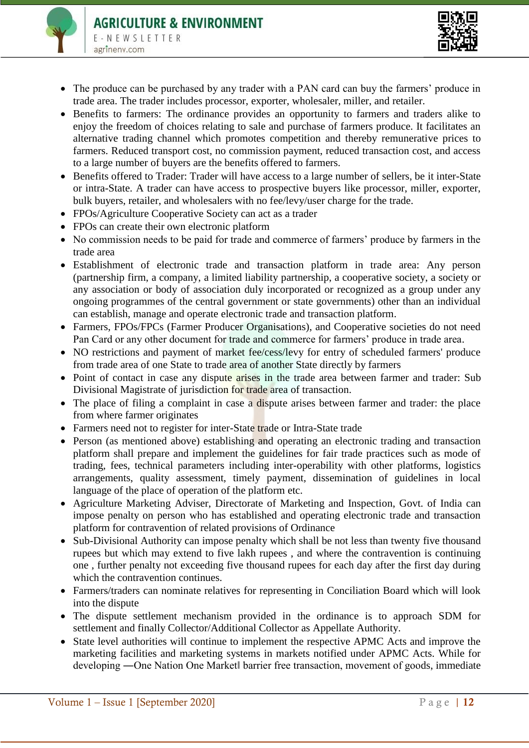- The produce can be purchased by any trader with a PAN card can buy the farmers' produce in trade area. The trader includes processor, exporter, wholesaler, miller, and retailer.
- Benefits to farmers: The ordinance provides an opportunity to farmers and traders alike to enjoy the freedom of choices relating to sale and purchase of farmers produce. It facilitates an alternative trading channel which promotes competition and thereby remunerative prices to farmers. Reduced transport cost, no commission payment, reduced transaction cost, and access to a large number of buyers are the benefits offered to farmers.
- Benefits offered to Trader: Trader will have access to a large number of sellers, be it inter-State or intra-State. A trader can have access to prospective buyers like processor, miller, exporter, bulk buyers, retailer, and wholesalers with no fee/levy/user charge for the trade.
- FPOs/Agriculture Cooperative Society can act as a trader
- FPOs can create their own electronic platform
- No commission needs to be paid for trade and commerce of farmers' produce by farmers in the trade area
- Establishment of electronic trade and transaction platform in trade area: Any person (partnership firm, a company, a limited liability partnership, a cooperative society, a society or any association or body of association duly incorporated or recognized as a group under any ongoing programmes of the central government or state governments) other than an individual can establish, manage and operate electronic trade and transaction platform.
- Farmers, FPOs/FPCs (Farmer Producer Organisations), and Cooperative societies do not need Pan Card or any other document for trade and commerce for farmers' produce in trade area.
- NO restrictions and payment of market fee/cess/levy for entry of scheduled farmers' produce from trade area of one State to trade area of another State directly by farmers
- Point of contact in case any dispute arises in the trade area between farmer and trader: Sub Divisional Magistrate of jurisdiction for trade area of transaction.
- The place of filing a complaint in case a dispute arises between farmer and trader: the place from where farmer originates
- Farmers need not to register for inter-State trade or Intra-State trade
- Person (as mentioned above) establishing and operating an electronic trading and transaction platform shall prepare and implement the guidelines for fair trade practices such as mode of trading, fees, technical parameters including inter-operability with other platforms, logistics arrangements, quality assessment, timely payment, dissemination of guidelines in local language of the place of operation of the platform etc.
- Agriculture Marketing Adviser, Directorate of Marketing and Inspection, Govt. of India can impose penalty on person who has established and operating electronic trade and transaction platform for contravention of related provisions of Ordinance
- Sub-Divisional Authority can impose penalty which shall be not less than twenty five thousand rupees but which may extend to five lakh rupees , and where the contravention is continuing one , further penalty not exceeding five thousand rupees for each day after the first day during which the contravention continues.
- Farmers/traders can nominate relatives for representing in Conciliation Board which will look into the dispute
- The dispute settlement mechanism provided in the ordinance is to approach SDM for settlement and finally Collector/Additional Collector as Appellate Authority.
- State level authorities will continue to implement the respective APMC Acts and improve the marketing facilities and marketing systems in markets notified under APMC Acts. While for developing ―One Nation One Market‖ barrier free transaction, movement of goods, immediate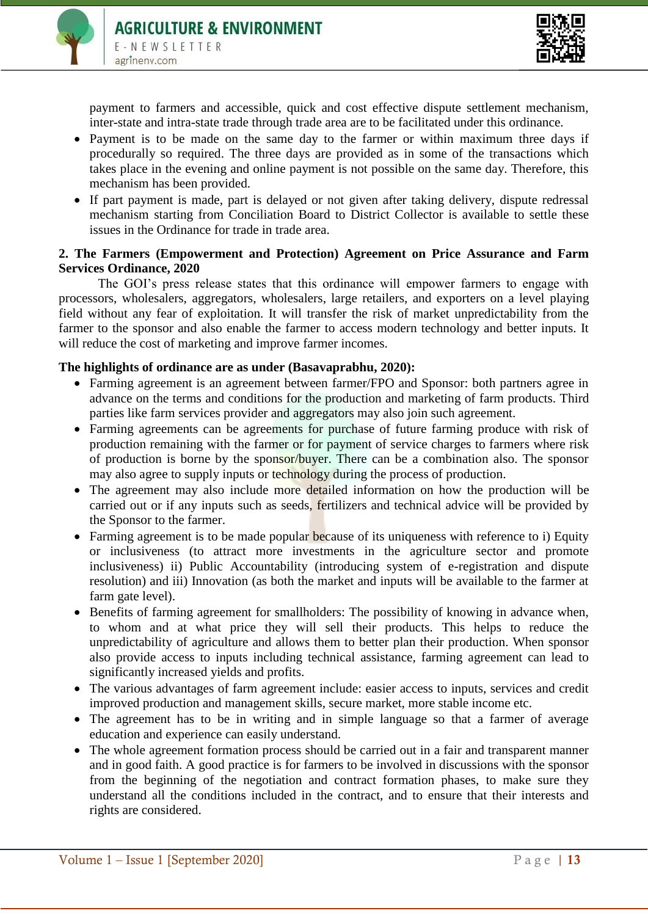payment to farmers and accessible, quick and cost effective dispute settlement mechanism, inter-state and intra-state trade through trade area are to be facilitated under this ordinance.

- Payment is to be made on the same day to the farmer or within maximum three days if procedurally so required. The three days are provided as in some of the transactions which takes place in the evening and online payment is not possible on the same day. Therefore, this mechanism has been provided.
- If part payment is made, part is delayed or not given after taking delivery, dispute redressal mechanism starting from Conciliation Board to District Collector is available to settle these issues in the Ordinance for trade in trade area.

**2. The Farmers (Empowerment and Protection) Agreement on Price Assurance and Farm Services Ordinance, 2020**

The GOI's press release states that this ordinance will empower farmers to engage with processors, wholesalers, aggregators, wholesalers, large retailers, and exporters on a level playing field without any fear of exploitation. It will transfer the risk of market unpredictability from the farmer to the sponsor and also enable the farmer to access modern technology and better inputs. It will reduce the cost of marketing and improve farmer incomes.

**The highlights of ordinance are as under (Basavaprabhu, 2020):**

- Farming agreement is an agreement between farmer/FPO and Sponsor: both partners agree in advance on the terms and conditions for the production and marketing of farm products. Third parties like farm services provider and aggregators may also join such agreement.
- Farming agreements can be agreements for purchase of future farming produce with risk of production remaining with the farmer or for payment of service charges to farmers where risk of production is borne by the sponsor/buyer. There can be a combination also. The sponsor may also agree to supply inputs or technology during the process of production.
- The agreement may also include more detailed information on how the production will be carried out or if any inputs such as seeds, fertilizers and technical advice will be provided by the Sponsor to the farmer.
- Farming agreement is to be made popular because of its uniqueness with reference to i) Equity or inclusiveness (to attract more investments in the agriculture sector and promote inclusiveness) ii) Public Accountability (introducing system of e-registration and dispute resolution) and iii) Innovation (as both the market and inputs will be available to the farmer at farm gate level).
- Benefits of farming agreement for smallholders: The possibility of knowing in advance when, to whom and at what price they will sell their products. This helps to reduce the unpredictability of agriculture and allows them to better plan their production. When sponsor also provide access to inputs including technical assistance, farming agreement can lead to significantly increased yields and profits.
- The various advantages of farm agreement include: easier access to inputs, services and credit improved production and management skills, secure market, more stable income etc.
- The agreement has to be in writing and in simple language so that a farmer of average education and experience can easily understand.
- The whole agreement formation process should be carried out in a fair and transparent manner and in good faith. A good practice is for farmers to be involved in discussions with the sponsor from the beginning of the negotiation and contract formation phases, to make sure they understand all the conditions included in the contract, and to ensure that their interests and rights are considered.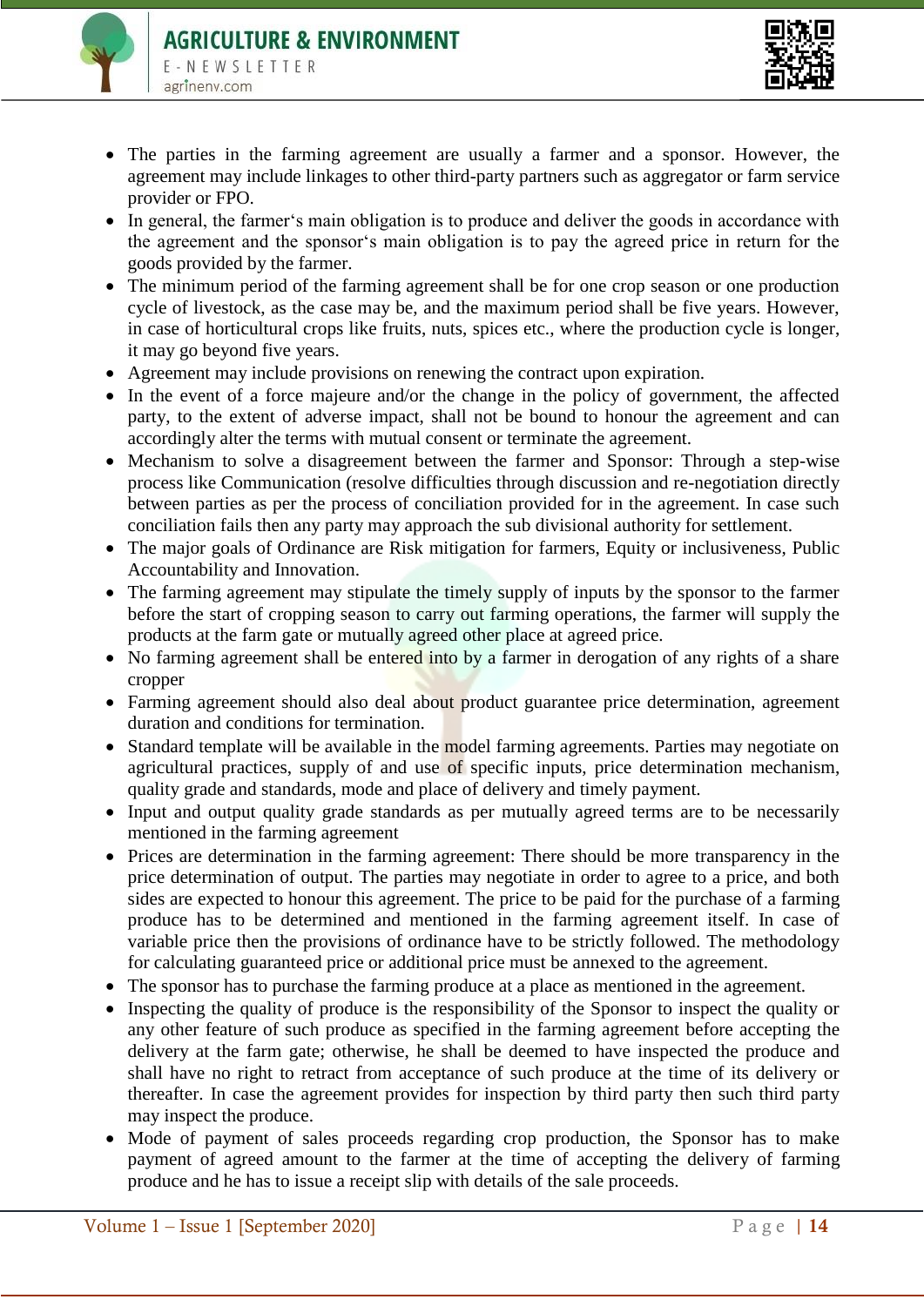- The parties in the farming agreement are usually a farmer and a sponsor. However, the agreement may include linkages to other third-party partners such as aggregator or farm service provider or FPO.
- In general, the farmer‘s main obligation is to produce and deliver the goods in accordance with the agreement and the sponsor‘s main obligation is to pay the agreed price in return for the goods provided by the farmer.
- The minimum period of the farming agreement shall be for one crop season or one production cycle of livestock, as the case may be, and the maximum period shall be five years. However, in case of horticultural crops like fruits, nuts, spices etc., where the production cycle is longer, it may go beyond five years.
- Agreement may include provisions on renewing the contract upon expiration.
- In the event of a force majeure and/or the change in the policy of government, the affected party, to the extent of adverse impact, shall not be bound to honour the agreement and can accordingly alter the terms with mutual consent or terminate the agreement.
- Mechanism to solve a disagreement between the farmer and Sponsor: Through a step-wise process like Communication (resolve difficulties through discussion and re-negotiation directly between parties as per the process of conciliation provided for in the agreement. In case such conciliation fails then any party may approach the sub divisional authority for settlement.
- The major goals of Ordinance are Risk mitigation for farmers, Equity or inclusiveness, Public Accountability and Innovation.
- The farming agreement may stipulate the timely supply of inputs by the sponsor to the farmer before the start of cropping season to carry out farming operations, the farmer will supply the products at the farm gate or mutually agreed other place at agreed price.
- No farming agreement shall be entered into by a farmer in derogation of any rights of a share cropper
- Farming agreement should also deal about product guarantee price determination, agreement duration and conditions for termination.
- Standard template will be available in the model farming agreements. Parties may negotiate on agricultural practices, supply of and use of specific inputs, price determination mechanism, quality grade and standards, mode and place of delivery and timely payment.
- Input and output quality grade standards as per mutually agreed terms are to be necessarily mentioned in the farming agreement
- Prices are determination in the farming agreement: There should be more transparency in the price determination of output. The parties may negotiate in order to agree to a price, and both sides are expected to honour this agreement. The price to be paid for the purchase of a farming produce has to be determined and mentioned in the farming agreement itself. In case of variable price then the provisions of ordinance have to be strictly followed. The methodology for calculating guaranteed price or additional price must be annexed to the agreement.
- The sponsor has to purchase the farming produce at a place as mentioned in the agreement.
- Inspecting the quality of produce is the responsibility of the Sponsor to inspect the quality or any other feature of such produce as specified in the farming agreement before accepting the delivery at the farm gate; otherwise, he shall be deemed to have inspected the produce and shall have no right to retract from acceptance of such produce at the time of its delivery or thereafter. In case the agreement provides for inspection by third party then such third party may inspect the produce.
- Mode of payment of sales proceeds regarding crop production, the Sponsor has to make payment of agreed amount to the farmer at the time of accepting the delivery of farming produce and he has to issue a receipt slip with details of the sale proceeds.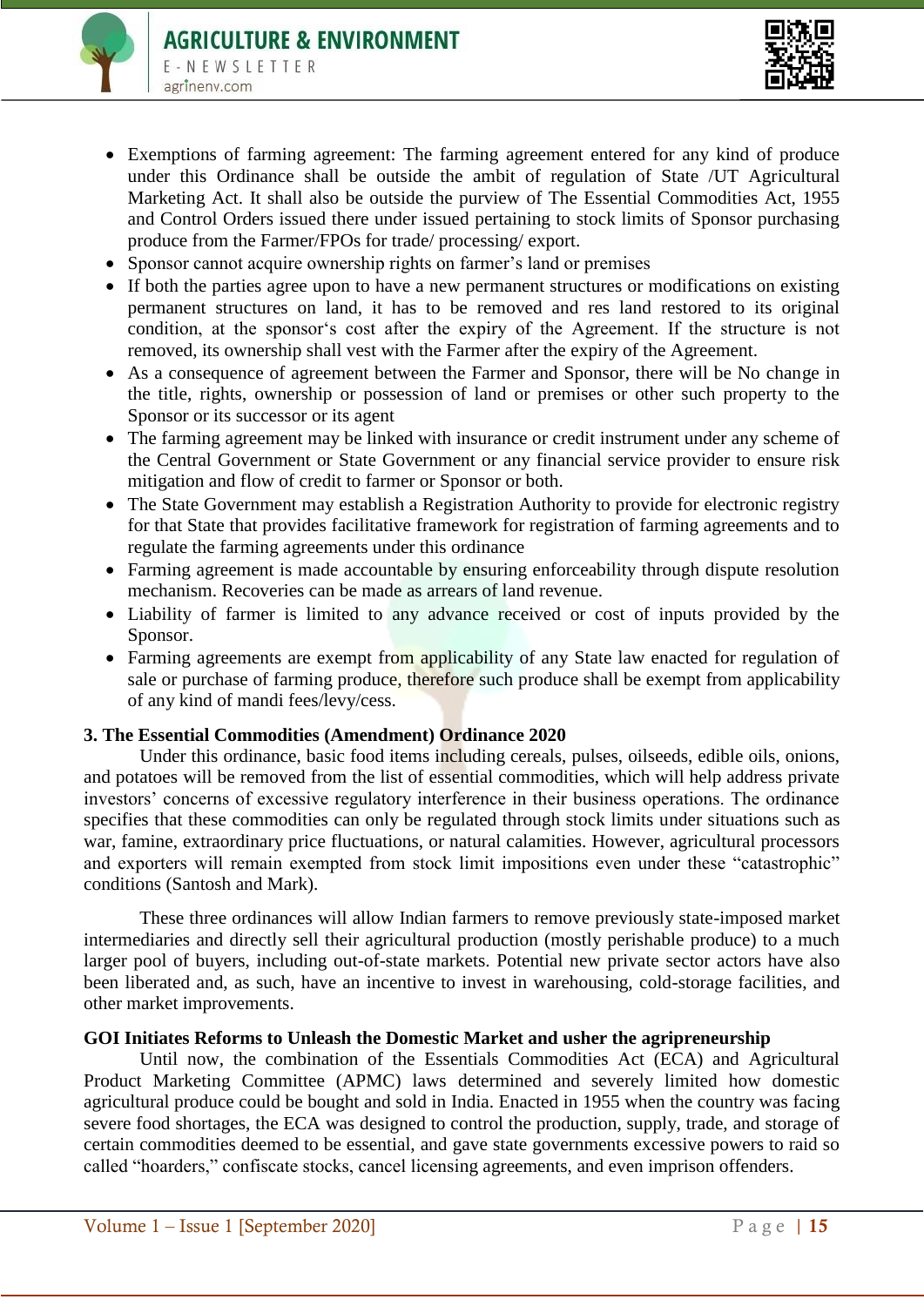- Exemptions of farming agreement: The farming agreement entered for any kind of produce under this Ordinance shall be outside the ambit of regulation of State /UT Agricultural Marketing Act. It shall also be outside the purview of The Essential Commodities Act, 1955 and Control Orders issued there under issued pertaining to stock limits of Sponsor purchasing produce from the Farmer/FPOs for trade/ processing/ export.
- Sponsor cannot acquire ownership rights on farmer's land or premises
- If both the parties agree upon to have a new permanent structures or modifications on existing permanent structures on land, it has to be removed and res land restored to its original condition, at the sponsor's cost after the expiry of the Agreement. If the structure is not removed, its ownership shall vest with the Farmer after the expiry of the Agreement.
- As a consequence of agreement between the Farmer and Sponsor, there will be No change in the title, rights, ownership or possession of land or premises or other such property to the Sponsor or its successor or its agent
- The farming agreement may be linked with insurance or credit instrument under any scheme of the Central Government or State Government or any financial service provider to ensure risk mitigation and flow of credit to farmer or Sponsor or both.
- The State Government may establish a Registration Authority to provide for electronic registry for that State that provides facilitative framework for registration of farming agreements and to regulate the farming agreements under this ordinance
- Farming agreement is made accountable by ensuring enforceability through dispute resolution mechanism. Recoveries can be made as arrears of land revenue.
- Liability of farmer is limited to any advance received or cost of inputs provided by the Sponsor.
- Farming agreements are exempt from applicability of any State law enacted for regulation of sale or purchase of farming produce, therefore such produce shall be exempt from applicability of any kind of mandi fees/levy/cess.

**3. The Essential Commodities (Amendment) Ordinance 2020**

Under this ordinance, basic food items including cereals, pulses, oilseeds, edible oils, onions, and potatoes will be removed from the list of essential commodities, which will help address private investors' concerns of excessive regulatory interference in their business operations. The ordinance specifies that these commodities can only be regulated through stock limits under situations such as war, famine, extraordinary price fluctuations, or natural calamities. However, agricultural processors and exporters will remain exempted from stock limit impositions even under these "catastrophic" conditions (Santosh and Mark).

These three ordinances will allow Indian farmers to remove previously state-imposed market intermediaries and directly sell their agricultural production (mostly perishable produce) to a much larger pool of buyers, including out-of-state markets. Potential new private sector actors have also been liberated and, as such, have an incentive to invest in warehousing, cold-storage facilities, and other market improvements.

**GOI Initiates Reforms to Unleash the Domestic Market and usher the agripreneurship**

Until now, the combination of the Essentials Commodities Act (ECA) and Agricultural Product Marketing Committee (APMC) laws determined and severely limited how domestic agricultural produce could be bought and sold in India. Enacted in 1955 when the country was facing severe food shortages, the ECA was designed to control the production, supply, trade, and storage of certain commodities deemed to be essential, and gave state governments excessive powers to raid so called "hoarders," confiscate stocks, cancel licensing agreements, and even imprison offenders.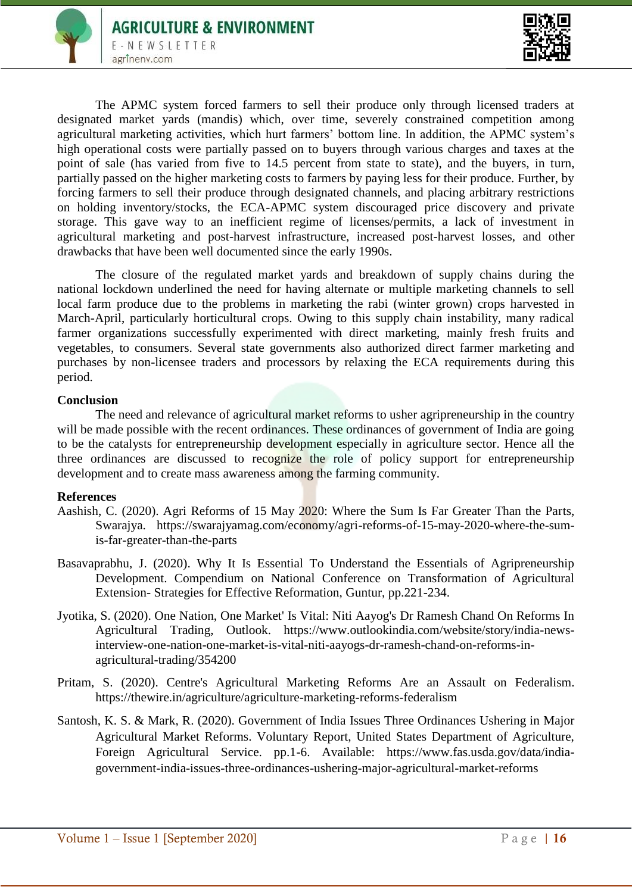The APMC system forced farmers to sell their produce only through licensed traders at designated market yards (mandis) which, over time, severely constrained competition among agricultural marketing activities, which hurt farmers' bottom line. In addition, the APMC system's high operational costs were partially passed on to buyers through various charges and taxes at the point of sale (has varied from five to 14.5 percent from state to state), and the buyers, in turn, partially passed on the higher marketing costs to farmers by paying less for their produce. Further, by forcing farmers to sell their produce through designated channels, and placing arbitrary restrictions on holding inventory/stocks, the ECA-APMC system discouraged price discovery and private storage. This gave way to an inefficient regime of licenses/permits, a lack of investment in agricultural marketing and post-harvest infrastructure, increased post-harvest losses, and other drawbacks that have been well documented since the early 1990s.

The closure of the regulated market yards and breakdown of supply chains during the national lockdown underlined the need for having alternate or multiple marketing channels to sell local farm produce due to the problems in marketing the rabi (winter grown) crops harvested in March-April, particularly horticultural crops. Owing to this supply chain instability, many radical farmer organizations successfully experimented with direct marketing, mainly fresh fruits and vegetables, to consumers. Several state governments also authorized direct farmer marketing and purchases by non-licensee traders and processors by relaxing the ECA requirements during this period.

**Conclusion**

The need and relevance of agricultural market reforms to usher agripreneurship in the country will be made possible with the recent ordinances. These ordinances of government of India are going to be the catalysts for entrepreneurship development especially in agriculture sector. Hence all the three ordinances are discussed to recognize the role of policy support for entrepreneurship development and to create mass awareness among the farming community.

**References**

Aashish, C. (2020). Agri Reforms of 15 May 2020: Where the Sum Is Far Greater Than the Parts, Swarajya. https://swarajyamag.com/economy/agri-reforms-of-15-may-2020-where-the-sum-is-far-greater-than-the-parts

Basavaprabhu, J. (2020). Why It Is Essential To Understand the Essentials of Agripreneurship Development. Compendium on National Conference on Transformation of Agricultural Extension- Strategies for Effective Reformation, Guntur, pp.221-234.

Jyotika, S. (2020). One Nation, One Market' Is Vital: Niti Aayog's Dr Ramesh Chand On Reforms In Agricultural Trading, Outlook. https://www.outlookindia.com/website/story/india-news-interview-one-nation-one-market-is-vital-niti-aayogs-dr-ramesh-chand-on-reforms-in-agricultural-trading/354200

Pritam, S. (2020). Centre's Agricultural Marketing Reforms Are an Assault on Federalism. https://thewire.in/agriculture/agriculture-marketing-reforms-federalism

Santosh, K. S. & Mark, R. (2020). Government of India Issues Three Ordinances Ushering in Major Agricultural Market Reforms. Voluntary Report, United States Department of Agriculture, Foreign Agricultural Service. pp.1-6. Available: https://www.fas.usda.gov/data/india-government-india-issues-three-ordinances-ushering-major-agricultural-market-reforms